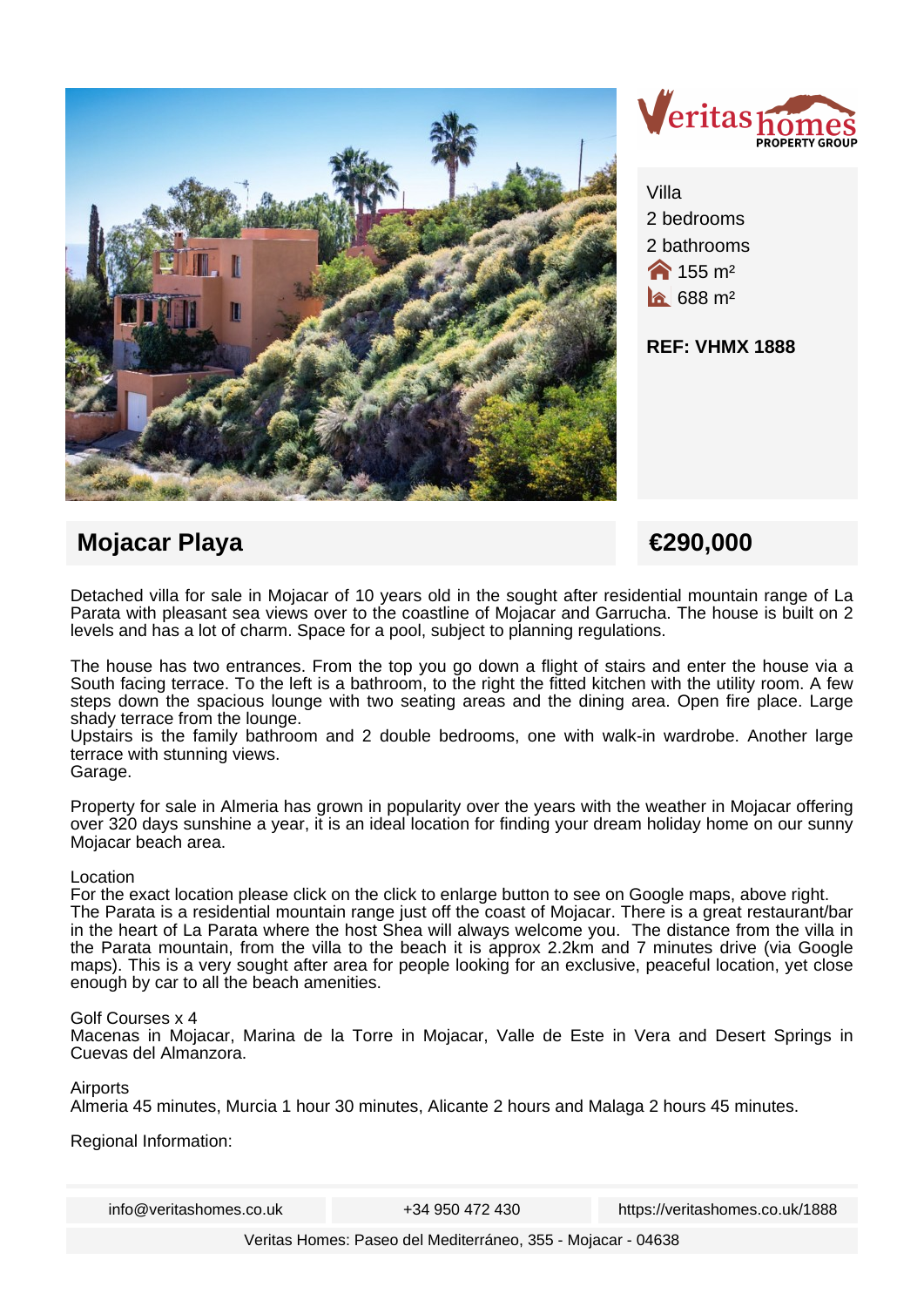Villa
2 bedrooms
2 bathrooms
155 m²
688 m²

**REF: VHMX 1888**

## Mojacar Playa

## €290,000

Detached villa for sale in Mojacar of 10 years old in the sought after residential mountain range of La Parata with pleasant sea views over to the coastline of Mojacar and Garrucha. The house is built on 2 levels and has a lot of charm. Space for a pool, subject to planning regulations.

The house has two entrances. From the top you go down a flight of stairs and enter the house via a South facing terrace. To the left is a bathroom, to the right the fitted kitchen with the utility room. A few steps down the spacious lounge with two seating areas and the dining area. Open fire place. Large shady terrace from the lounge.
Upstairs is the family bathroom and 2 double bedrooms, one with walk-in wardrobe. Another large terrace with stunning views.
Garage.

Property for sale in Almeria has grown in popularity over the years with the weather in Mojacar offering over 320 days sunshine a year, it is an ideal location for finding your dream holiday home on our sunny Mojacar beach area.

Location
For the exact location please click on the click to enlarge button to see on Google maps, above right.
The Parata is a residential mountain range just off the coast of Mojacar. There is a great restaurant/bar in the heart of La Parata where the host Shea will always welcome you. The distance from the villa in the Parata mountain, from the villa to the beach it is approx 2.2km and 7 minutes drive (via Google maps). This is a very sought after area for people looking for an exclusive, peaceful location, yet close enough by car to all the beach amenities.

Golf Courses x 4
Macenas in Mojacar, Marina de la Torre in Mojacar, Valle de Este in Vera and Desert Springs in Cuevas del Almanzora.

Airports
Almeria 45 minutes, Murcia 1 hour 30 minutes, Alicante 2 hours and Malaga 2 hours 45 minutes.

Regional Information: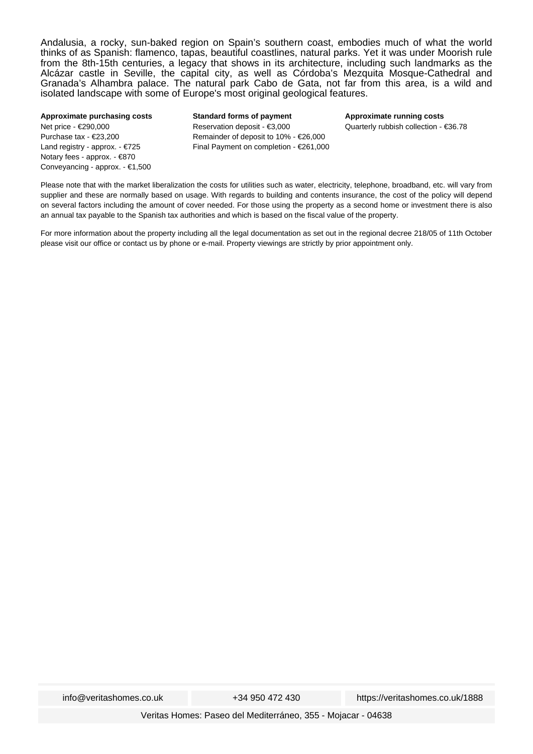Andalusia, a rocky, sun-baked region on Spain's southern coast, embodies much of what the world thinks of as Spanish: flamenco, tapas, beautiful coastlines, natural parks. Yet it was under Moorish rule from the 8th-15th centuries, a legacy that shows in its architecture, including such landmarks as the Alcázar castle in Seville, the capital city, as well as Córdoba's Mezquita Mosque-Cathedral and Granada's Alhambra palace. The natural park Cabo de Gata, not far from this area, is a wild and isolated landscape with some of Europe's most original geological features.

**Approximate purchasing costs**

Net price - €290,000
Purchase tax - €23,200
Land registry - approx. - €725
Notary fees - approx. - €870
Conveyancing - approx. - €1,500

**Standard forms of payment**

Reservation deposit - €3,000
Remainder of deposit to 10% - €26,000
Final Payment on completion - €261,000

**Approximate running costs**

Quarterly rubbish collection - €36.78

Please note that with the market liberalization the costs for utilities such as water, electricity, telephone, broadband, etc. will vary from supplier and these are normally based on usage. With regards to building and contents insurance, the cost of the policy will depend on several factors including the amount of cover needed. For those using the property as a second home or investment there is also an annual tax payable to the Spanish tax authorities and which is based on the fiscal value of the property.

For more information about the property including all the legal documentation as set out in the regional decree 218/05 of 11th October please visit our office or contact us by phone or e-mail. Property viewings are strictly by prior appointment only.

info@veritashomes.co.uk | +34 950 472 430 | https://veritashomes.co.uk/1888

Veritas Homes: Paseo del Mediterráneo, 355 - Mojacar - 04638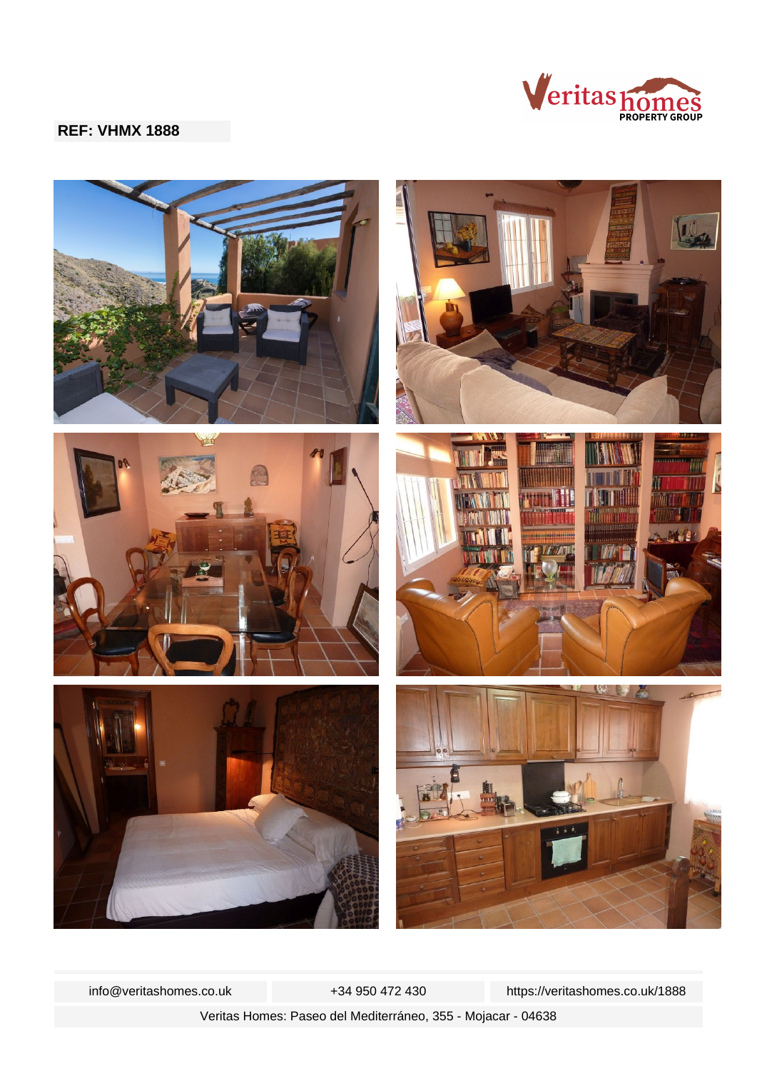**REF: VHMX 1888**

info@veritashomes.co.uk

+34 950 472 430

https://veritashomes.co.uk/1888

Veritas Homes: Paseo del Mediterráneo, 355 - Mojacar - 04638